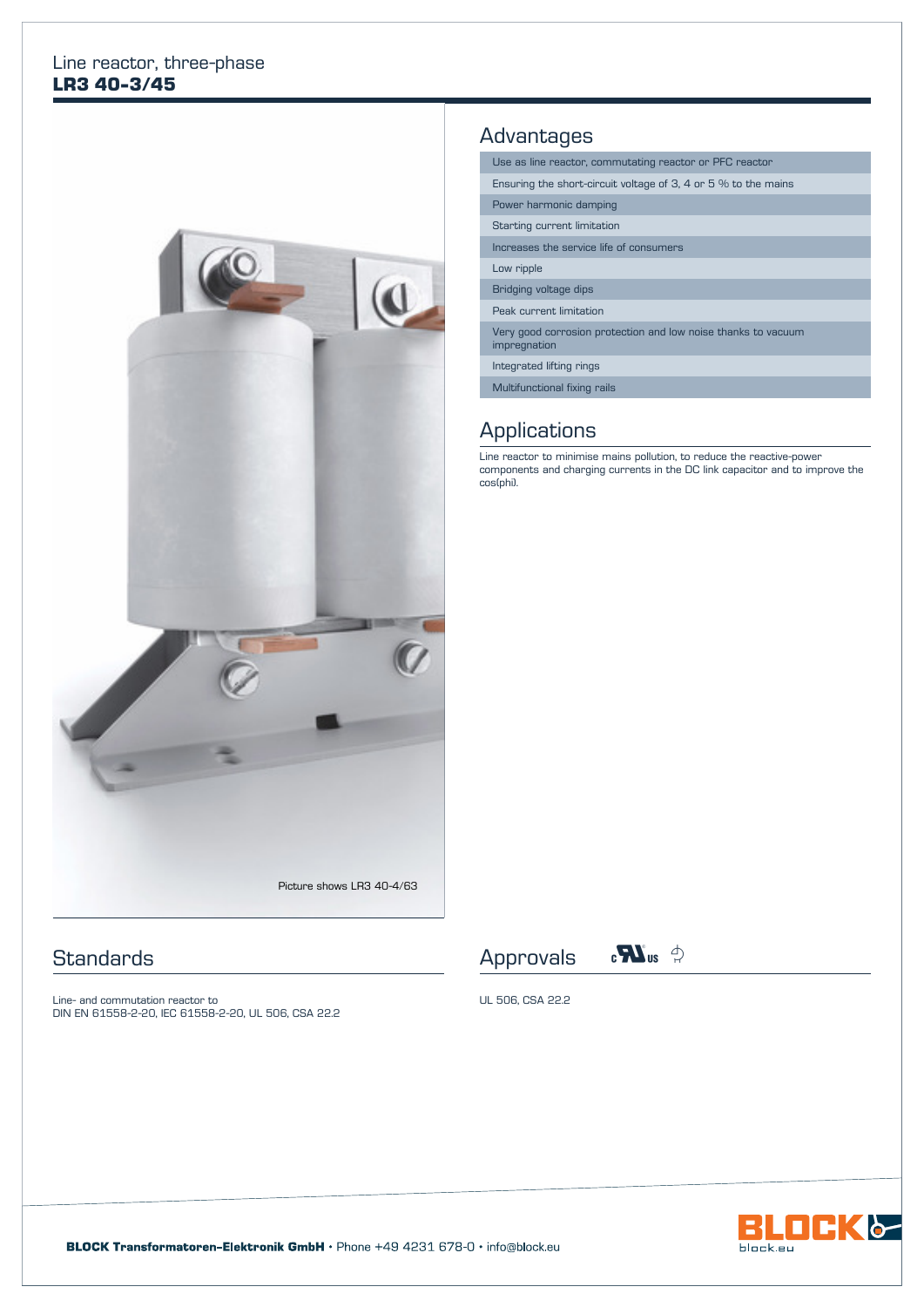Line reactor, three-phase

# LR3 40-3/45

Picture shows LR3 40-4/63

## Advantages

- Use as line reactor, commutating reactor or PFC reactor
- Ensuring the short-circuit voltage of 3, 4 or 5 % to the mains
- Power harmonic damping
- Starting current limitation
- Increases the service life of consumers
- Low ripple
- Bridging voltage dips
- Peak current limitation
- Very good corrosion protection and low noise thanks to vacuum impregnation
- Integrated lifting rings
- Multifunctional fixing rails

## Applications

Line reactor to minimise mains pollution, to reduce the reactive-power components and charging currents in the DC link capacitor and to improve the cos(phi).

## Standards

Line- and commutation reactor to
DIN EN 61558-2-20, IEC 61558-2-20, UL 506, CSA 22.2

## Approvals

UL 506, CSA 22.2

**BLOCK Transformatoren-Elektronik GmbH** • Phone +49 4231 678-0 • info@block.eu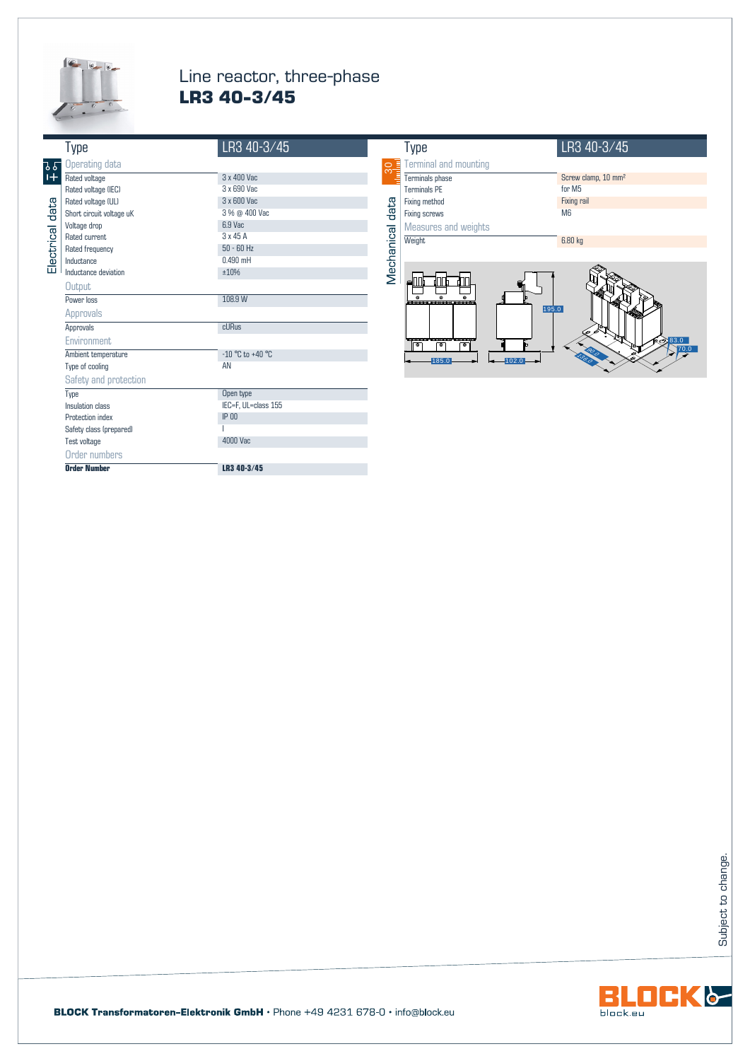# Line reactor, three-phase
## LR3 40-3/45

### Electrical data

| Type | LR3 40-3/45 |
| --- | --- |
| **Operating data** | |
| Rated voltage | 3 x 400 Vac |
| Rated voltage (IEC) | 3 x 690 Vac |
| Rated voltage (UL) | 3 x 600 Vac |
| Short circuit voltage uK | 3 % @ 400 Vac |
| Voltage drop | 6.9 Vac |
| Rated current | 3 x 45 A |
| Rated frequency | 50 - 60 Hz |
| Inductance | 0.490 mH |
| Inductance deviation | ±10% |
| **Output** | |
| Power loss | 108.9 W |
| **Approvals** | |
| Approvals | cURus |
| **Environment** | |
| Ambient temperature | -10 °C to +40 °C |
| Type of cooling | AN |
| **Safety and protection** | |
| Type | Open type |
| Insulation class | IEC=F, UL=class 155 |
| Protection index | IP 00 |
| Safety class (prepared) | I |
| Test voltage | 4000 Vac |
| **Order numbers** | |
| **Order Number** | **LR3 40-3/45** |

### Mechanical data

| Type | LR3 40-3/45 |
| --- | --- |
| **Terminal and mounting** | |
| Terminals phase | Screw clamp, 10 mm² |
| Terminals PE | for M5 |
| Fixing method | Fixing rail |
| Fixing screws | M6 |
| **Measures and weights** | |
| Weight | 6.80 kg |

195.0
185.0
102.0
83.0
70.0
90.0
136.0

Subject to change.

**BLOCK Transformatoren-Elektronik GmbH** • Phone +49 4231 678-0 • info@block.eu

block.eu